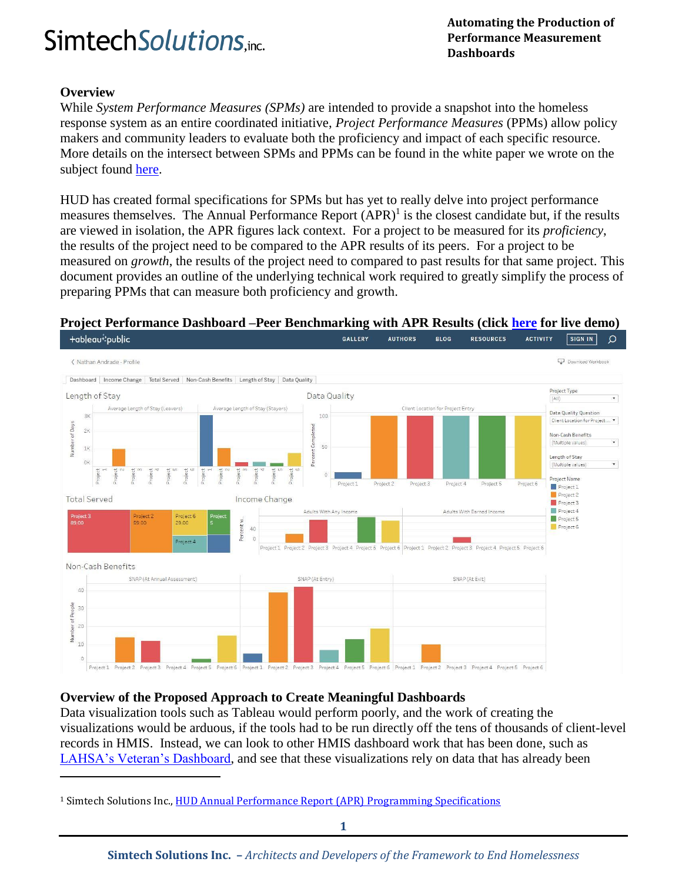**SimtechSolutions,inc.**

**Automating the Production of Performance Measurement Dashboards**

## Overview

While *System Performance Measures (SPMs)* are intended to provide a snapshot into the homeless response system as an entire coordinated initiative, *Project Performance Measures* (PPMs) allow policy makers and community leaders to evaluate both the proficiency and impact of each specific resource. More details on the intersect between SPMs and PPMs can be found in the white paper we wrote on the subject found here.

HUD has created formal specifications for SPMs but has yet to really delve into project performance measures themselves. The Annual Performance Report (APR)[1] is the closest candidate but, if the results are viewed in isolation, the APR figures lack context. For a project to be measured for its *proficiency*, the results of the project need to be compared to the APR results of its peers. For a project to be measured on *growth*, the results of the project need to compared to past results for that same project. This document provides an outline of the underlying technical work required to greatly simplify the process of preparing PPMs that can measure both proficiency and growth.

**Project Performance Dashboard –Peer Benchmarking with APR Results (click here for live demo)**

## Overview of the Proposed Approach to Create Meaningful Dashboards

Data visualization tools such as Tableau would perform poorly, and the work of creating the visualizations would be arduous, if the tools had to be run directly off the tens of thousands of client-level records in HMIS. Instead, we can look to other HMIS dashboard work that has been done, such as LAHSA's Veteran's Dashboard, and see that these visualizations rely on data that has already been

---

[1] Simtech Solutions Inc., HUD Annual Performance Report (APR) Programming Specifications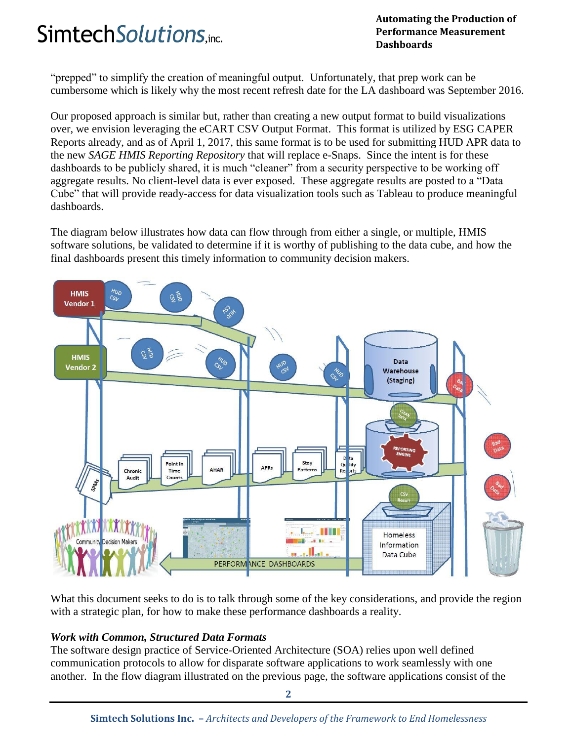"prepped" to simplify the creation of meaningful output. Unfortunately, that prep work can be cumbersome which is likely why the most recent refresh date for the LA dashboard was September 2016.

Our proposed approach is similar but, rather than creating a new output format to build visualizations over, we envision leveraging the eCART CSV Output Format. This format is utilized by ESG CAPER Reports already, and as of April 1, 2017, this same format is to be used for submitting HUD APR data to the new *SAGE HMIS Reporting Repository* that will replace e-Snaps. Since the intent is for these dashboards to be publicly shared, it is much "cleaner" from a security perspective to be working off aggregate results. No client-level data is ever exposed. These aggregate results are posted to a "Data Cube" that will provide ready-access for data visualization tools such as Tableau to produce meaningful dashboards.

The diagram below illustrates how data can flow through from either a single, or multiple, HMIS software solutions, be validated to determine if it is worthy of publishing to the data cube, and how the final dashboards present this timely information to community decision makers.

What this document seeks to do is to talk through some of the key considerations, and provide the region with a strategic plan, for how to make these performance dashboards a reality.

***Work with Common, Structured Data Formats***

The software design practice of Service-Oriented Architecture (SOA) relies upon well defined communication protocols to allow for disparate software applications to work seamlessly with one another. In the flow diagram illustrated on the previous page, the software applications consist of the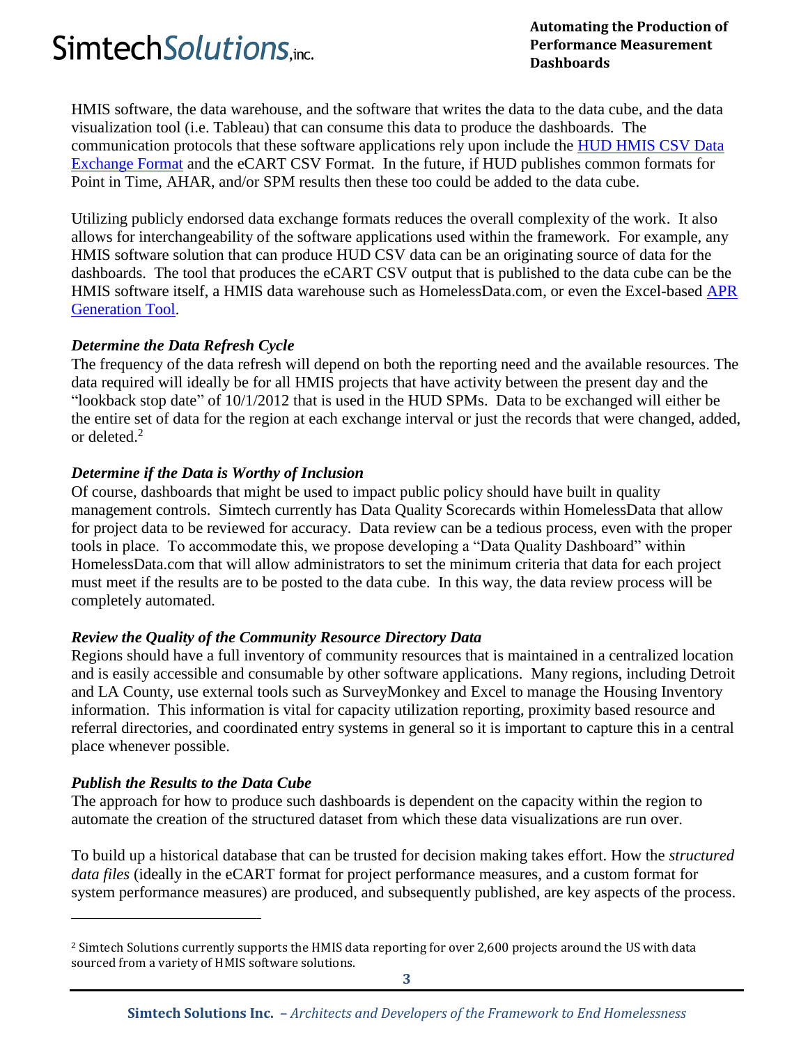HMIS software, the data warehouse, and the software that writes the data to the data cube, and the data visualization tool (i.e. Tableau) that can consume this data to produce the dashboards. The communication protocols that these software applications rely upon include the [HUD HMIS CSV Data Exchange Format]() and the eCART CSV Format. In the future, if HUD publishes common formats for Point in Time, AHAR, and/or SPM results then these too could be added to the data cube.

Utilizing publicly endorsed data exchange formats reduces the overall complexity of the work. It also allows for interchangeability of the software applications used within the framework. For example, any HMIS software solution that can produce HUD CSV data can be an originating source of data for the dashboards. The tool that produces the eCART CSV output that is published to the data cube can be the HMIS software itself, a HMIS data warehouse such as HomelessData.com, or even the Excel-based [APR Generation Tool]().

### *Determine the Data Refresh Cycle*

The frequency of the data refresh will depend on both the reporting need and the available resources. The data required will ideally be for all HMIS projects that have activity between the present day and the "lookback stop date" of 10/1/2012 that is used in the HUD SPMs. Data to be exchanged will either be the entire set of data for the region at each exchange interval or just the records that were changed, added, or deleted.[2]

### *Determine if the Data is Worthy of Inclusion*

Of course, dashboards that might be used to impact public policy should have built in quality management controls. Simtech currently has Data Quality Scorecards within HomelessData that allow for project data to be reviewed for accuracy. Data review can be a tedious process, even with the proper tools in place. To accommodate this, we propose developing a "Data Quality Dashboard" within HomelessData.com that will allow administrators to set the minimum criteria that data for each project must meet if the results are to be posted to the data cube. In this way, the data review process will be completely automated.

### *Review the Quality of the Community Resource Directory Data*

Regions should have a full inventory of community resources that is maintained in a centralized location and is easily accessible and consumable by other software applications. Many regions, including Detroit and LA County, use external tools such as SurveyMonkey and Excel to manage the Housing Inventory information. This information is vital for capacity utilization reporting, proximity based resource and referral directories, and coordinated entry systems in general so it is important to capture this in a central place whenever possible.

### *Publish the Results to the Data Cube*

The approach for how to produce such dashboards is dependent on the capacity within the region to automate the creation of the structured dataset from which these data visualizations are run over.

To build up a historical database that can be trusted for decision making takes effort. How the *structured data files* (ideally in the eCART format for project performance measures, and a custom format for system performance measures) are produced, and subsequently published, are key aspects of the process.

---

[2] Simtech Solutions currently supports the HMIS data reporting for over 2,600 projects around the US with data sourced from a variety of HMIS software solutions.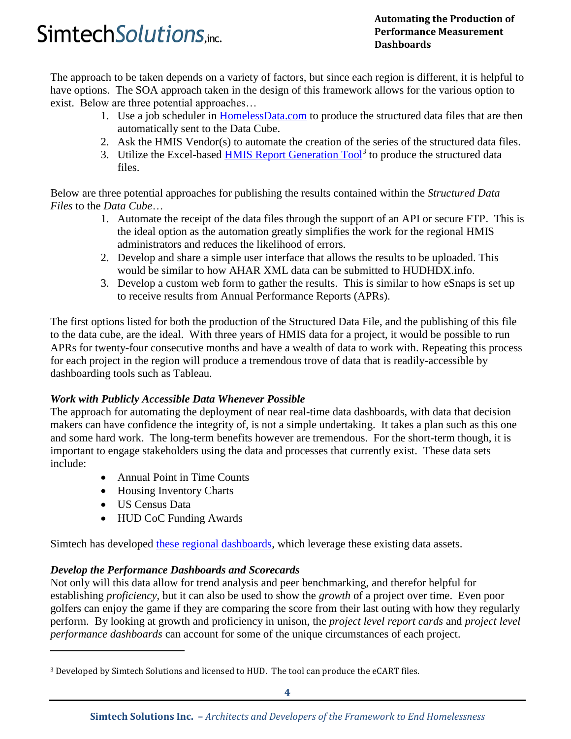The approach to be taken depends on a variety of factors, but since each region is different, it is helpful to have options. The SOA approach taken in the design of this framework allows for the various option to exist. Below are three potential approaches…

1. Use a job scheduler in HomelessData.com to produce the structured data files that are then automatically sent to the Data Cube.
2. Ask the HMIS Vendor(s) to automate the creation of the series of the structured data files.
3. Utilize the Excel-based HMIS Report Generation Tool[3] to produce the structured data files.

Below are three potential approaches for publishing the results contained within the *Structured Data Files* to the *Data Cube*…

1. Automate the receipt of the data files through the support of an API or secure FTP. This is the ideal option as the automation greatly simplifies the work for the regional HMIS administrators and reduces the likelihood of errors.
2. Develop and share a simple user interface that allows the results to be uploaded. This would be similar to how AHAR XML data can be submitted to HUDHDX.info.
3. Develop a custom web form to gather the results. This is similar to how eSnaps is set up to receive results from Annual Performance Reports (APRs).

The first options listed for both the production of the Structured Data File, and the publishing of this file to the data cube, are the ideal. With three years of HMIS data for a project, it would be possible to run APRs for twenty-four consecutive months and have a wealth of data to work with. Repeating this process for each project in the region will produce a tremendous trove of data that is readily-accessible by dashboarding tools such as Tableau.

***Work with Publicly Accessible Data Whenever Possible***

The approach for automating the deployment of near real-time data dashboards, with data that decision makers can have confidence the integrity of, is not a simple undertaking. It takes a plan such as this one and some hard work. The long-term benefits however are tremendous. For the short-term though, it is important to engage stakeholders using the data and processes that currently exist. These data sets include:

- Annual Point in Time Counts
- Housing Inventory Charts
- US Census Data
- HUD CoC Funding Awards

Simtech has developed these regional dashboards, which leverage these existing data assets.

***Develop the Performance Dashboards and Scorecards***

Not only will this data allow for trend analysis and peer benchmarking, and therefor helpful for establishing *proficiency*, but it can also be used to show the *growth* of a project over time. Even poor golfers can enjoy the game if they are comparing the score from their last outing with how they regularly perform. By looking at growth and proficiency in unison, the *project level report cards* and *project level performance dashboards* can account for some of the unique circumstances of each project.

---

[3] Developed by Simtech Solutions and licensed to HUD. The tool can produce the eCART files.